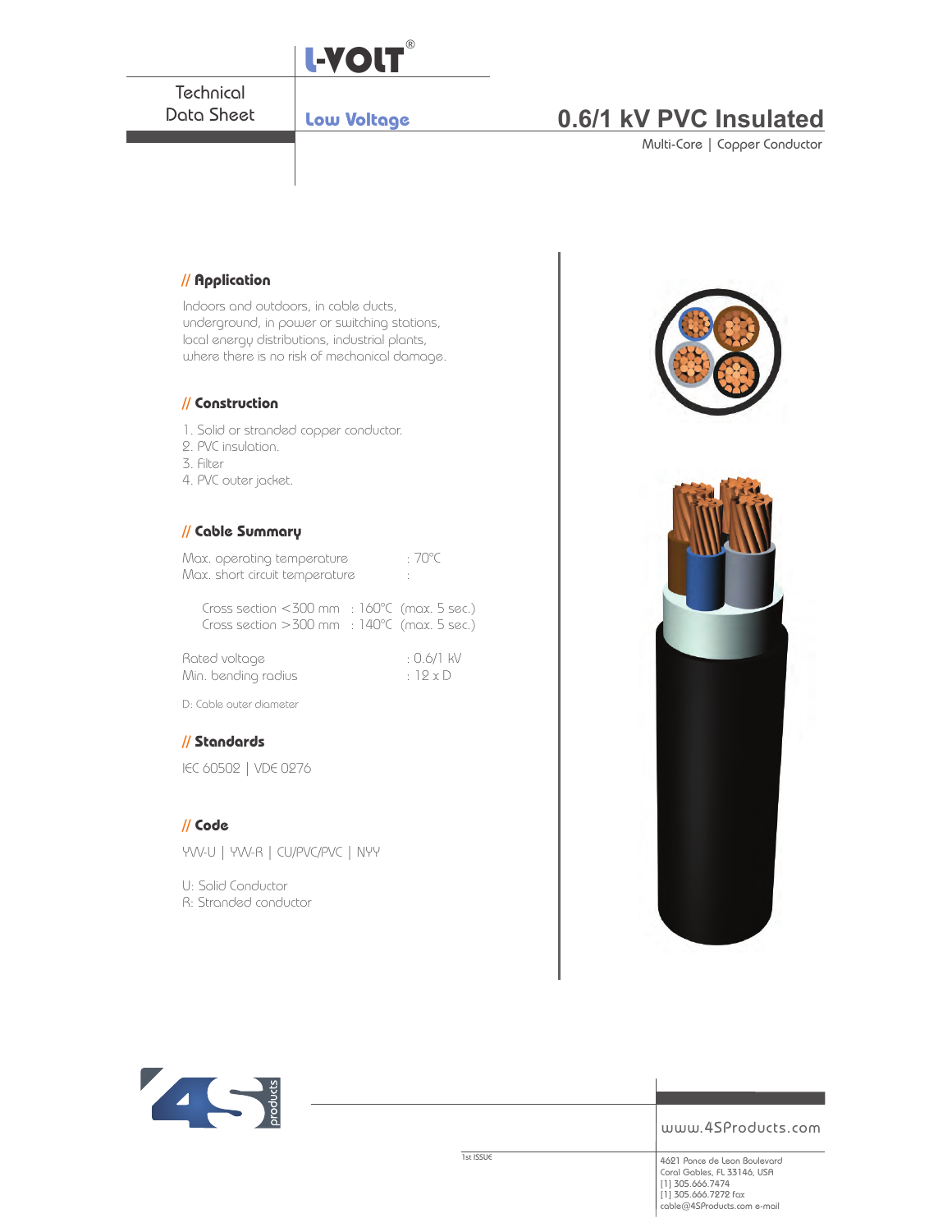L-VOLT®

Technical Data Sheet

Low Voltage

# 0.6/1 kV PVC Insulated

Multi-Core | Copper Conductor

## // Application

Indoors and outdoors, in cable ducts, underground, in power or switching stations, local energy distributions, industrial plants, where there is no risk of mechanical damage.

## // Construction

1. Solid or stranded copper conductor.
2. PVC insulation.
3. Filter
4. PVC outer jacket.

## // Cable Summary

| | |
|---|---|
| Max. operating temperature | : 70°C |
| Max. short circuit temperature | : |
| Cross section <300 mm | : 160°C (max. 5 sec.) |
| Cross section >300 mm | : 140°C (max. 5 sec.) |
| Rated voltage | : 0.6/1 kV |
| Min. bending radius | : 12 x D |

D: Cable outer diameter

## // Standards

IEC 60502 | VDE 0276

## // Code

YVV-U | YVV-R | CU/PVC/PVC | NYY

U: Solid Conductor
R: Stranded conductor

4S products

www.4SProducts.com

1st ISSUE

4621 Ponce de Leon Boulevard
Coral Gables, FL 33146, USA
[1] 305.666.7474
[1] 305.666.7272 fax
cable@4SProducts.com e-mail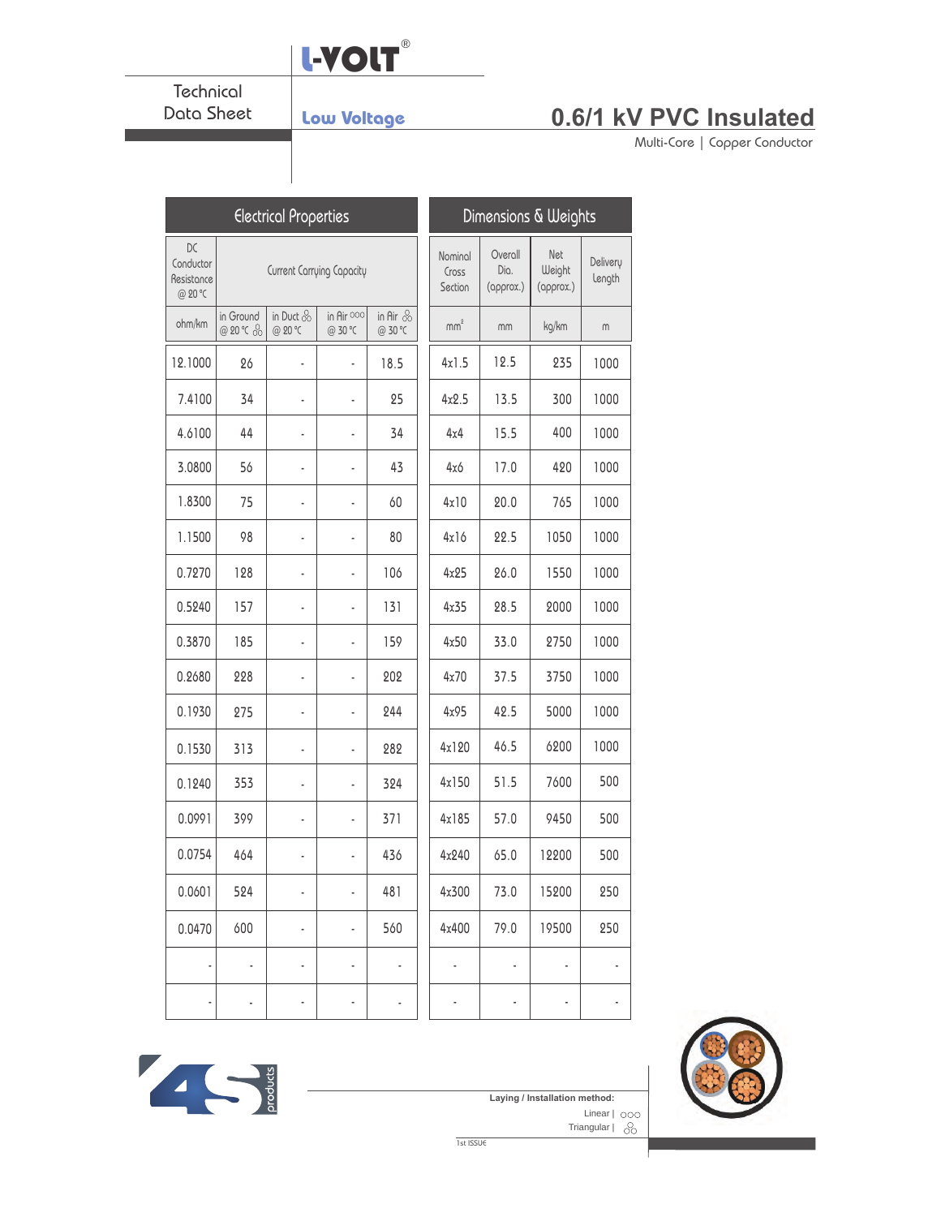Technical Data Sheet

L-VOLT®

**Low Voltage**

# 0.6/1 kV PVC Insulated

Multi-Core | Copper Conductor

| Electrical Properties | | | | | Dimensions & Weights | | | |
|---|---|---|---|---|---|---|---|---|
| DC Conductor Resistance @ 20 °C | Current Carrying Capacity | | | | Nominal Cross Section | Overall Dia. (approx.) | Net Weight (approx.) | Delivery Length |
| ohm/km | in Ground @ 20 °C (triangular) | in Duct (triangular) @ 20 °C | in Air (linear) @ 30 °C | in Air (triangular) @ 30 °C | $mm^2$ | mm | kg/km | m |
| 12.1000 | 26 | - | - | 18.5 | 4x1.5 | 12.5 | 235 | 1000 |
| 7.4100 | 34 | - | - | 25 | 4x2.5 | 13.5 | 300 | 1000 |
| 4.6100 | 44 | - | - | 34 | 4x4 | 15.5 | 400 | 1000 |
| 3.0800 | 56 | - | - | 43 | 4x6 | 17.0 | 420 | 1000 |
| 1.8300 | 75 | - | - | 60 | 4x10 | 20.0 | 765 | 1000 |
| 1.1500 | 98 | - | - | 80 | 4x16 | 22.5 | 1050 | 1000 |
| 0.7270 | 128 | - | - | 106 | 4x25 | 26.0 | 1550 | 1000 |
| 0.5240 | 157 | - | - | 131 | 4x35 | 28.5 | 2000 | 1000 |
| 0.3870 | 185 | - | - | 159 | 4x50 | 33.0 | 2750 | 1000 |
| 0.2680 | 228 | - | - | 202 | 4x70 | 37.5 | 3750 | 1000 |
| 0.1930 | 275 | - | - | 244 | 4x95 | 42.5 | 5000 | 1000 |
| 0.1530 | 313 | - | - | 282 | 4x120 | 46.5 | 6200 | 1000 |
| 0.1240 | 353 | - | - | 324 | 4x150 | 51.5 | 7600 | 500 |
| 0.0991 | 399 | - | - | 371 | 4x185 | 57.0 | 9450 | 500 |
| 0.0754 | 464 | - | - | 436 | 4x240 | 65.0 | 12200 | 500 |
| 0.0601 | 524 | - | - | 481 | 4x300 | 73.0 | 15200 | 250 |
| 0.0470 | 600 | - | - | 560 | 4x400 | 79.0 | 19500 | 250 |
| - | - | - | - | - | - | - | - | - |
| - | - | - | - | - | - | - | - | - |

4S products

**Laying / Installation method:**

Linear | ○○○

Triangular | (triangular)

1st ISSUE